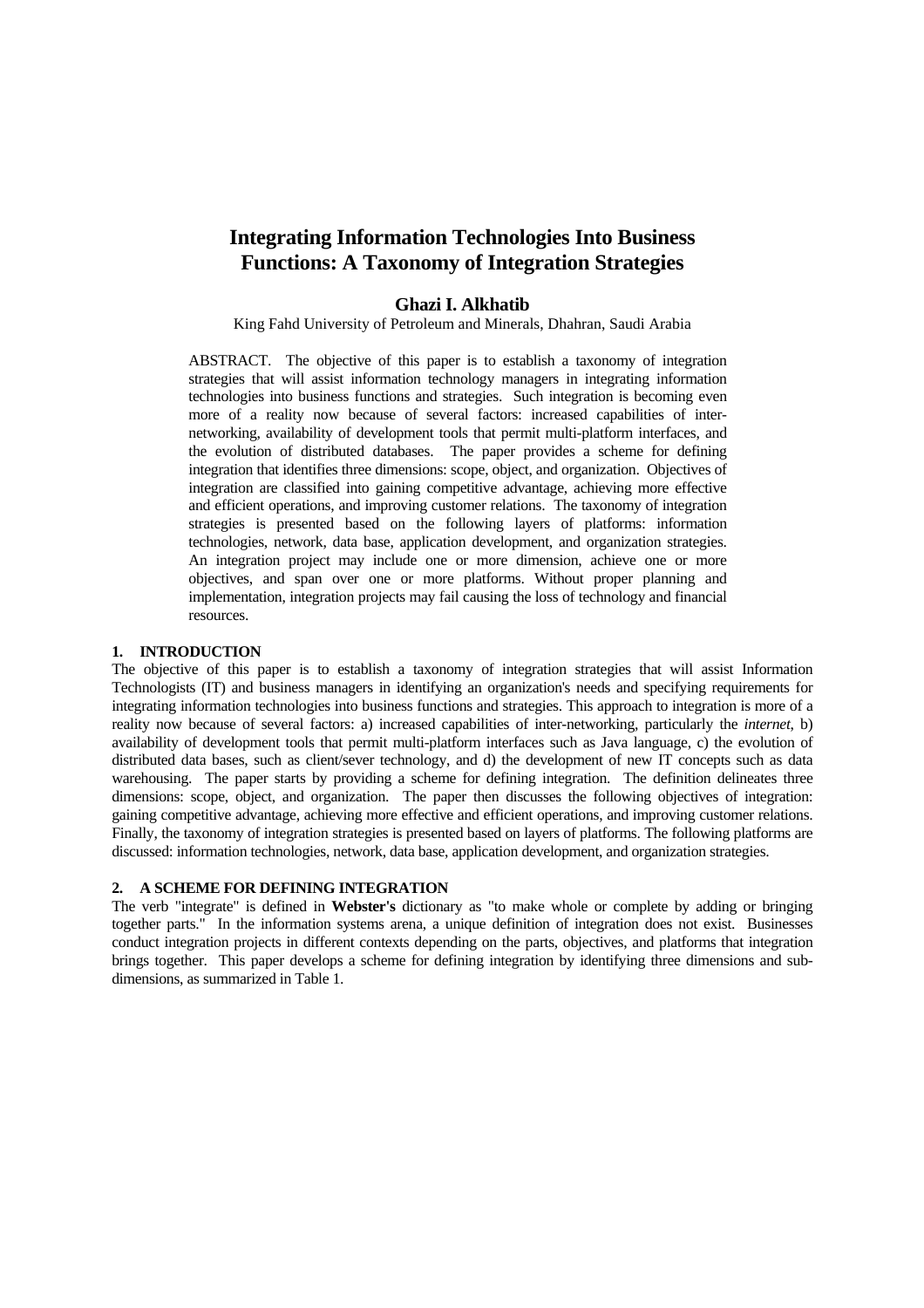# Integrating Information Technologies Into Business Functions: A Taxonomy of Integration Strategies

**Ghazi I. Alkhatib**

King Fahd University of Petroleum and Minerals, Dhahran, Saudi Arabia

ABSTRACT. The objective of this paper is to establish a taxonomy of integration strategies that will assist information technology managers in integrating information technologies into business functions and strategies. Such integration is becoming even more of a reality now because of several factors: increased capabilities of inter-networking, availability of development tools that permit multi-platform interfaces, and the evolution of distributed databases. The paper provides a scheme for defining integration that identifies three dimensions: scope, object, and organization. Objectives of integration are classified into gaining competitive advantage, achieving more effective and efficient operations, and improving customer relations. The taxonomy of integration strategies is presented based on the following layers of platforms: information technologies, network, data base, application development, and organization strategies. An integration project may include one or more dimension, achieve one or more objectives, and span over one or more platforms. Without proper planning and implementation, integration projects may fail causing the loss of technology and financial resources.

## 1. INTRODUCTION

The objective of this paper is to establish a taxonomy of integration strategies that will assist Information Technologists (IT) and business managers in identifying an organization's needs and specifying requirements for integrating information technologies into business functions and strategies. This approach to integration is more of a reality now because of several factors: a) increased capabilities of inter-networking, particularly the *internet*, b) availability of development tools that permit multi-platform interfaces such as Java language, c) the evolution of distributed data bases, such as client/sever technology, and d) the development of new IT concepts such as data warehousing. The paper starts by providing a scheme for defining integration. The definition delineates three dimensions: scope, object, and organization. The paper then discusses the following objectives of integration: gaining competitive advantage, achieving more effective and efficient operations, and improving customer relations. Finally, the taxonomy of integration strategies is presented based on layers of platforms. The following platforms are discussed: information technologies, network, data base, application development, and organization strategies.

## 2. A SCHEME FOR DEFINING INTEGRATION

The verb "integrate" is defined in **Webster's** dictionary as "to make whole or complete by adding or bringing together parts." In the information systems arena, a unique definition of integration does not exist. Businesses conduct integration projects in different contexts depending on the parts, objectives, and platforms that integration brings together. This paper develops a scheme for defining integration by identifying three dimensions and sub-dimensions, as summarized in Table 1.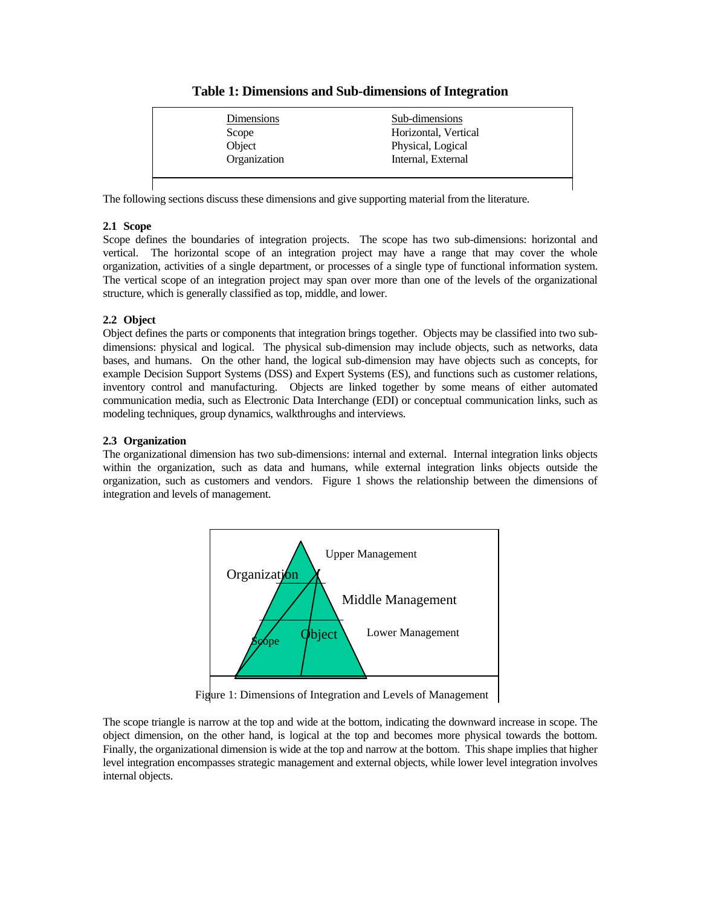**Table 1: Dimensions and Sub-dimensions of Integration**

| Dimensions | Sub-dimensions |
|---|---|
| Scope | Horizontal, Vertical |
| Object | Physical, Logical |
| Organization | Internal, External |

The following sections discuss these dimensions and give supporting material from the literature.

### 2.1 Scope

Scope defines the boundaries of integration projects. The scope has two sub-dimensions: horizontal and vertical. The horizontal scope of an integration project may have a range that may cover the whole organization, activities of a single department, or processes of a single type of functional information system. The vertical scope of an integration project may span over more than one of the levels of the organizational structure, which is generally classified as top, middle, and lower.

### 2.2 Object

Object defines the parts or components that integration brings together. Objects may be classified into two sub-dimensions: physical and logical. The physical sub-dimension may include objects, such as networks, data bases, and humans. On the other hand, the logical sub-dimension may have objects such as concepts, for example Decision Support Systems (DSS) and Expert Systems (ES), and functions such as customer relations, inventory control and manufacturing. Objects are linked together by some means of either automated communication media, such as Electronic Data Interchange (EDI) or conceptual communication links, such as modeling techniques, group dynamics, walkthroughs and interviews.

### 2.3 Organization

The organizational dimension has two sub-dimensions: internal and external. Internal integration links objects within the organization, such as data and humans, while external integration links objects outside the organization, such as customers and vendors. Figure 1 shows the relationship between the dimensions of integration and levels of management.

Organization | Upper Management | Middle Management | Lower Management | Scope | Object

Figure 1: Dimensions of Integration and Levels of Management

The scope triangle is narrow at the top and wide at the bottom, indicating the downward increase in scope. The object dimension, on the other hand, is logical at the top and becomes more physical towards the bottom. Finally, the organizational dimension is wide at the top and narrow at the bottom. This shape implies that higher level integration encompasses strategic management and external objects, while lower level integration involves internal objects.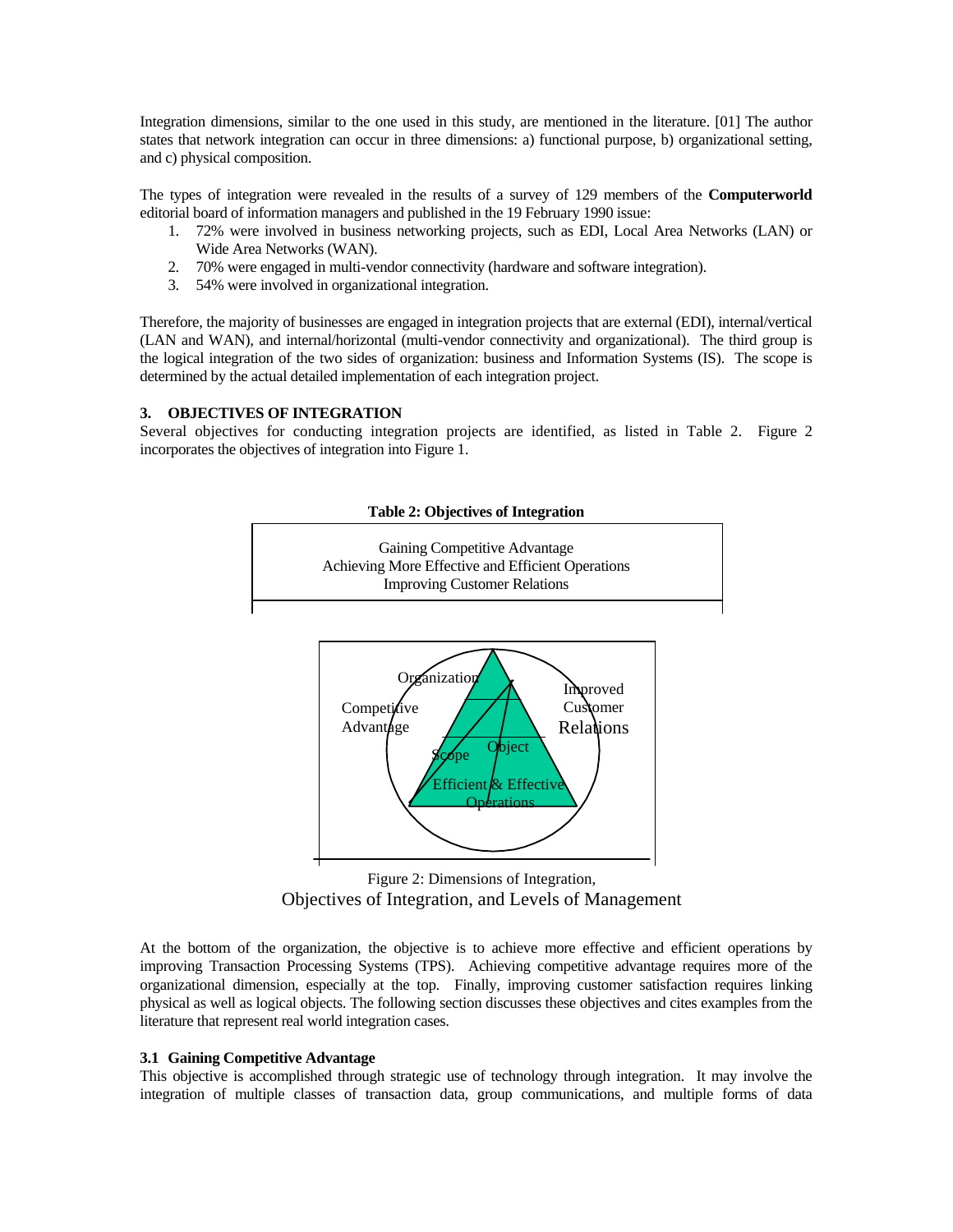Integration dimensions, similar to the one used in this study, are mentioned in the literature. [01] The author states that network integration can occur in three dimensions: a) functional purpose, b) organizational setting, and c) physical composition.

The types of integration were revealed in the results of a survey of 129 members of the **Computerworld** editorial board of information managers and published in the 19 February 1990 issue:

1. 72% were involved in business networking projects, such as EDI, Local Area Networks (LAN) or Wide Area Networks (WAN).
2. 70% were engaged in multi-vendor connectivity (hardware and software integration).
3. 54% were involved in organizational integration.

Therefore, the majority of businesses are engaged in integration projects that are external (EDI), internal/vertical (LAN and WAN), and internal/horizontal (multi-vendor connectivity and organizational). The third group is the logical integration of the two sides of organization: business and Information Systems (IS). The scope is determined by the actual detailed implementation of each integration project.

## 3. OBJECTIVES OF INTEGRATION

Several objectives for conducting integration projects are identified, as listed in Table 2. Figure 2 incorporates the objectives of integration into Figure 1.

**Table 2: Objectives of Integration**

| |
|---|
| Gaining Competitive Advantage |
| Achieving More Effective and Efficient Operations |
| Improving Customer Relations |

Organization

Competitive Advantage

Improved Customer Relations

Scope

Object

Efficient & Effective Operations

Figure 2: Dimensions of Integration, Objectives of Integration, and Levels of Management

At the bottom of the organization, the objective is to achieve more effective and efficient operations by improving Transaction Processing Systems (TPS). Achieving competitive advantage requires more of the organizational dimension, especially at the top. Finally, improving customer satisfaction requires linking physical as well as logical objects. The following section discusses these objectives and cites examples from the literature that represent real world integration cases.

### 3.1 Gaining Competitive Advantage

This objective is accomplished through strategic use of technology through integration. It may involve the integration of multiple classes of transaction data, group communications, and multiple forms of data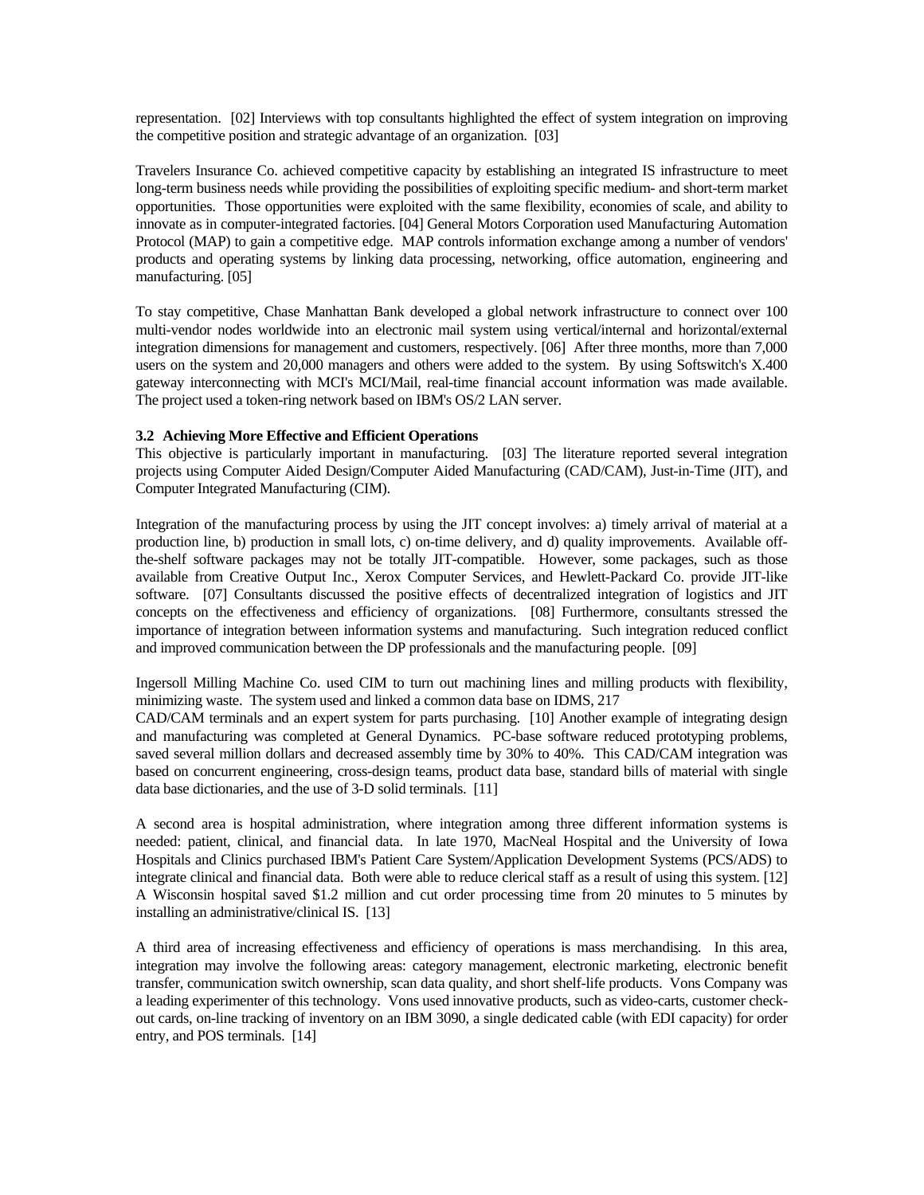representation. [02] Interviews with top consultants highlighted the effect of system integration on improving the competitive position and strategic advantage of an organization. [03]

Travelers Insurance Co. achieved competitive capacity by establishing an integrated IS infrastructure to meet long-term business needs while providing the possibilities of exploiting specific medium- and short-term market opportunities. Those opportunities were exploited with the same flexibility, economies of scale, and ability to innovate as in computer-integrated factories. [04] General Motors Corporation used Manufacturing Automation Protocol (MAP) to gain a competitive edge. MAP controls information exchange among a number of vendors' products and operating systems by linking data processing, networking, office automation, engineering and manufacturing. [05]

To stay competitive, Chase Manhattan Bank developed a global network infrastructure to connect over 100 multi-vendor nodes worldwide into an electronic mail system using vertical/internal and horizontal/external integration dimensions for management and customers, respectively. [06] After three months, more than 7,000 users on the system and 20,000 managers and others were added to the system. By using Softswitch's X.400 gateway interconnecting with MCI's MCI/Mail, real-time financial account information was made available. The project used a token-ring network based on IBM's OS/2 LAN server.

### 3.2 Achieving More Effective and Efficient Operations

This objective is particularly important in manufacturing. [03] The literature reported several integration projects using Computer Aided Design/Computer Aided Manufacturing (CAD/CAM), Just-in-Time (JIT), and Computer Integrated Manufacturing (CIM).

Integration of the manufacturing process by using the JIT concept involves: a) timely arrival of material at a production line, b) production in small lots, c) on-time delivery, and d) quality improvements. Available off-the-shelf software packages may not be totally JIT-compatible. However, some packages, such as those available from Creative Output Inc., Xerox Computer Services, and Hewlett-Packard Co. provide JIT-like software. [07] Consultants discussed the positive effects of decentralized integration of logistics and JIT concepts on the effectiveness and efficiency of organizations. [08] Furthermore, consultants stressed the importance of integration between information systems and manufacturing. Such integration reduced conflict and improved communication between the DP professionals and the manufacturing people. [09]

Ingersoll Milling Machine Co. used CIM to turn out machining lines and milling products with flexibility, minimizing waste. The system used and linked a common data base on IDMS, 217 CAD/CAM terminals and an expert system for parts purchasing. [10] Another example of integrating design and manufacturing was completed at General Dynamics. PC-base software reduced prototyping problems, saved several million dollars and decreased assembly time by 30% to 40%. This CAD/CAM integration was based on concurrent engineering, cross-design teams, product data base, standard bills of material with single data base dictionaries, and the use of 3-D solid terminals. [11]

A second area is hospital administration, where integration among three different information systems is needed: patient, clinical, and financial data. In late 1970, MacNeal Hospital and the University of Iowa Hospitals and Clinics purchased IBM's Patient Care System/Application Development Systems (PCS/ADS) to integrate clinical and financial data. Both were able to reduce clerical staff as a result of using this system. [12] A Wisconsin hospital saved $1.2 million and cut order processing time from 20 minutes to 5 minutes by installing an administrative/clinical IS. [13]

A third area of increasing effectiveness and efficiency of operations is mass merchandising. In this area, integration may involve the following areas: category management, electronic marketing, electronic benefit transfer, communication switch ownership, scan data quality, and short shelf-life products. Vons Company was a leading experimenter of this technology. Vons used innovative products, such as video-carts, customer check-out cards, on-line tracking of inventory on an IBM 3090, a single dedicated cable (with EDI capacity) for order entry, and POS terminals. [14]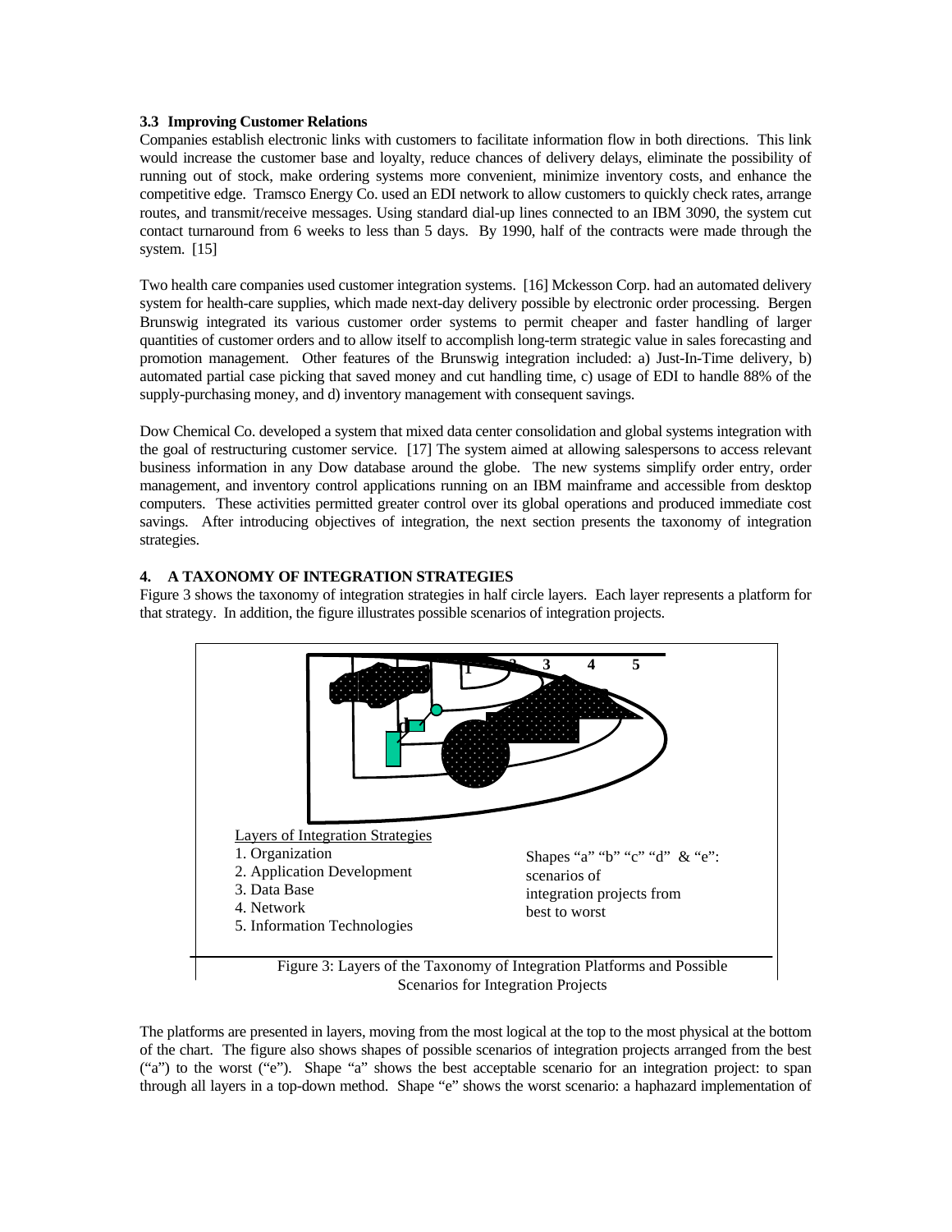### 3.3 Improving Customer Relations

Companies establish electronic links with customers to facilitate information flow in both directions. This link would increase the customer base and loyalty, reduce chances of delivery delays, eliminate the possibility of running out of stock, make ordering systems more convenient, minimize inventory costs, and enhance the competitive edge. Tramsco Energy Co. used an EDI network to allow customers to quickly check rates, arrange routes, and transmit/receive messages. Using standard dial-up lines connected to an IBM 3090, the system cut contact turnaround from 6 weeks to less than 5 days. By 1990, half of the contracts were made through the system. [15]

Two health care companies used customer integration systems. [16] Mckesson Corp. had an automated delivery system for health-care supplies, which made next-day delivery possible by electronic order processing. Bergen Brunswig integrated its various customer order systems to permit cheaper and faster handling of larger quantities of customer orders and to allow itself to accomplish long-term strategic value in sales forecasting and promotion management. Other features of the Brunswig integration included: a) Just-In-Time delivery, b) automated partial case picking that saved money and cut handling time, c) usage of EDI to handle 88% of the supply-purchasing money, and d) inventory management with consequent savings.

Dow Chemical Co. developed a system that mixed data center consolidation and global systems integration with the goal of restructuring customer service. [17] The system aimed at allowing salespersons to access relevant business information in any Dow database around the globe. The new systems simplify order entry, order management, and inventory control applications running on an IBM mainframe and accessible from desktop computers. These activities permitted greater control over its global operations and produced immediate cost savings. After introducing objectives of integration, the next section presents the taxonomy of integration strategies.

## 4. A TAXONOMY OF INTEGRATION STRATEGIES

Figure 3 shows the taxonomy of integration strategies in half circle layers. Each layer represents a platform for that strategy. In addition, the figure illustrates possible scenarios of integration projects.

Layers of Integration Strategies
1. Organization
2. Application Development
3. Data Base
4. Network
5. Information Technologies

Shapes "a" "b" "c" "d" & "e": scenarios of integration projects from best to worst

Figure 3: Layers of the Taxonomy of Integration Platforms and Possible Scenarios for Integration Projects

The platforms are presented in layers, moving from the most logical at the top to the most physical at the bottom of the chart. The figure also shows shapes of possible scenarios of integration projects arranged from the best ("a") to the worst ("e"). Shape "a" shows the best acceptable scenario for an integration project: to span through all layers in a top-down method. Shape "e" shows the worst scenario: a haphazard implementation of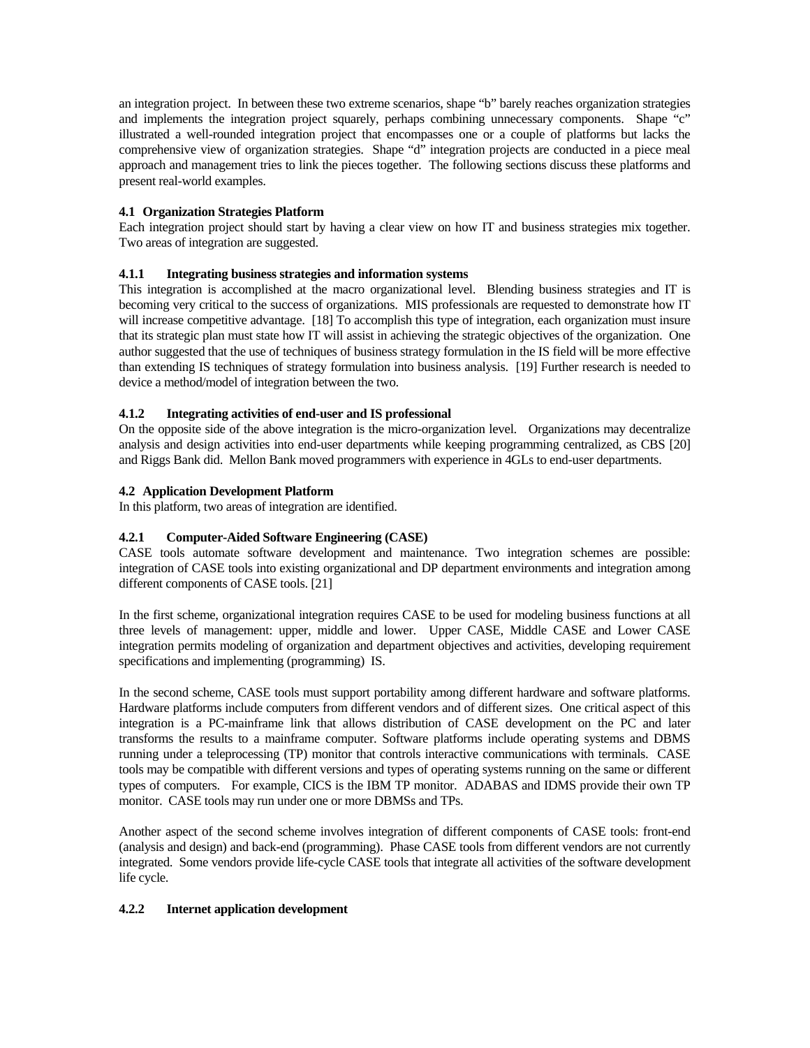an integration project. In between these two extreme scenarios, shape "b" barely reaches organization strategies and implements the integration project squarely, perhaps combining unnecessary components. Shape "c" illustrated a well-rounded integration project that encompasses one or a couple of platforms but lacks the comprehensive view of organization strategies. Shape "d" integration projects are conducted in a piece meal approach and management tries to link the pieces together. The following sections discuss these platforms and present real-world examples.

### 4.1 Organization Strategies Platform

Each integration project should start by having a clear view on how IT and business strategies mix together. Two areas of integration are suggested.

#### 4.1.1 Integrating business strategies and information systems

This integration is accomplished at the macro organizational level. Blending business strategies and IT is becoming very critical to the success of organizations. MIS professionals are requested to demonstrate how IT will increase competitive advantage. [18] To accomplish this type of integration, each organization must insure that its strategic plan must state how IT will assist in achieving the strategic objectives of the organization. One author suggested that the use of techniques of business strategy formulation in the IS field will be more effective than extending IS techniques of strategy formulation into business analysis. [19] Further research is needed to device a method/model of integration between the two.

#### 4.1.2 Integrating activities of end-user and IS professional

On the opposite side of the above integration is the micro-organization level. Organizations may decentralize analysis and design activities into end-user departments while keeping programming centralized, as CBS [20] and Riggs Bank did. Mellon Bank moved programmers with experience in 4GLs to end-user departments.

### 4.2 Application Development Platform

In this platform, two areas of integration are identified.

#### 4.2.1 Computer-Aided Software Engineering (CASE)

CASE tools automate software development and maintenance. Two integration schemes are possible: integration of CASE tools into existing organizational and DP department environments and integration among different components of CASE tools. [21]

In the first scheme, organizational integration requires CASE to be used for modeling business functions at all three levels of management: upper, middle and lower. Upper CASE, Middle CASE and Lower CASE integration permits modeling of organization and department objectives and activities, developing requirement specifications and implementing (programming) IS.

In the second scheme, CASE tools must support portability among different hardware and software platforms. Hardware platforms include computers from different vendors and of different sizes. One critical aspect of this integration is a PC-mainframe link that allows distribution of CASE development on the PC and later transforms the results to a mainframe computer. Software platforms include operating systems and DBMS running under a teleprocessing (TP) monitor that controls interactive communications with terminals. CASE tools may be compatible with different versions and types of operating systems running on the same or different types of computers. For example, CICS is the IBM TP monitor. ADABAS and IDMS provide their own TP monitor. CASE tools may run under one or more DBMSs and TPs.

Another aspect of the second scheme involves integration of different components of CASE tools: front-end (analysis and design) and back-end (programming). Phase CASE tools from different vendors are not currently integrated. Some vendors provide life-cycle CASE tools that integrate all activities of the software development life cycle.

#### 4.2.2 Internet application development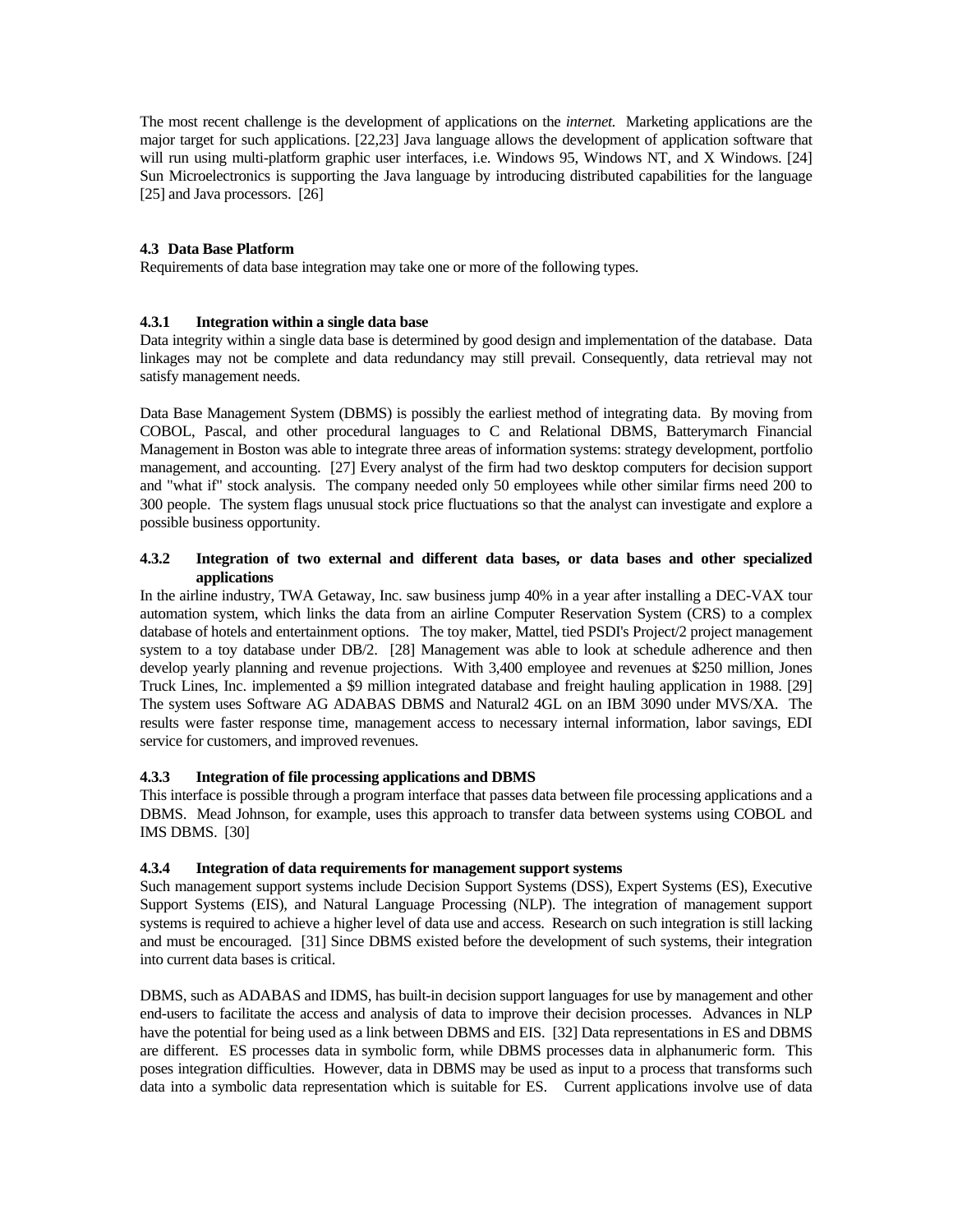The most recent challenge is the development of applications on the *internet.* Marketing applications are the major target for such applications. [22,23] Java language allows the development of application software that will run using multi-platform graphic user interfaces, i.e. Windows 95, Windows NT, and X Windows. [24] Sun Microelectronics is supporting the Java language by introducing distributed capabilities for the language [25] and Java processors. [26]

### 4.3 Data Base Platform

Requirements of data base integration may take one or more of the following types.

#### 4.3.1 Integration within a single data base

Data integrity within a single data base is determined by good design and implementation of the database. Data linkages may not be complete and data redundancy may still prevail. Consequently, data retrieval may not satisfy management needs.

Data Base Management System (DBMS) is possibly the earliest method of integrating data. By moving from COBOL, Pascal, and other procedural languages to C and Relational DBMS, Batterymarch Financial Management in Boston was able to integrate three areas of information systems: strategy development, portfolio management, and accounting. [27] Every analyst of the firm had two desktop computers for decision support and "what if" stock analysis. The company needed only 50 employees while other similar firms need 200 to 300 people. The system flags unusual stock price fluctuations so that the analyst can investigate and explore a possible business opportunity.

#### 4.3.2 Integration of two external and different data bases, or data bases and other specialized applications

In the airline industry, TWA Getaway, Inc. saw business jump 40% in a year after installing a DEC-VAX tour automation system, which links the data from an airline Computer Reservation System (CRS) to a complex database of hotels and entertainment options. The toy maker, Mattel, tied PSDI's Project/2 project management system to a toy database under DB/2. [28] Management was able to look at schedule adherence and then develop yearly planning and revenue projections. With 3,400 employee and revenues at $250 million, Jones Truck Lines, Inc. implemented a $9 million integrated database and freight hauling application in 1988. [29] The system uses Software AG ADABAS DBMS and Natural2 4GL on an IBM 3090 under MVS/XA. The results were faster response time, management access to necessary internal information, labor savings, EDI service for customers, and improved revenues.

#### 4.3.3 Integration of file processing applications and DBMS

This interface is possible through a program interface that passes data between file processing applications and a DBMS. Mead Johnson, for example, uses this approach to transfer data between systems using COBOL and IMS DBMS. [30]

#### 4.3.4 Integration of data requirements for management support systems

Such management support systems include Decision Support Systems (DSS), Expert Systems (ES), Executive Support Systems (EIS), and Natural Language Processing (NLP). The integration of management support systems is required to achieve a higher level of data use and access. Research on such integration is still lacking and must be encouraged. [31] Since DBMS existed before the development of such systems, their integration into current data bases is critical.

DBMS, such as ADABAS and IDMS, has built-in decision support languages for use by management and other end-users to facilitate the access and analysis of data to improve their decision processes. Advances in NLP have the potential for being used as a link between DBMS and EIS. [32] Data representations in ES and DBMS are different. ES processes data in symbolic form, while DBMS processes data in alphanumeric form. This poses integration difficulties. However, data in DBMS may be used as input to a process that transforms such data into a symbolic data representation which is suitable for ES. Current applications involve use of data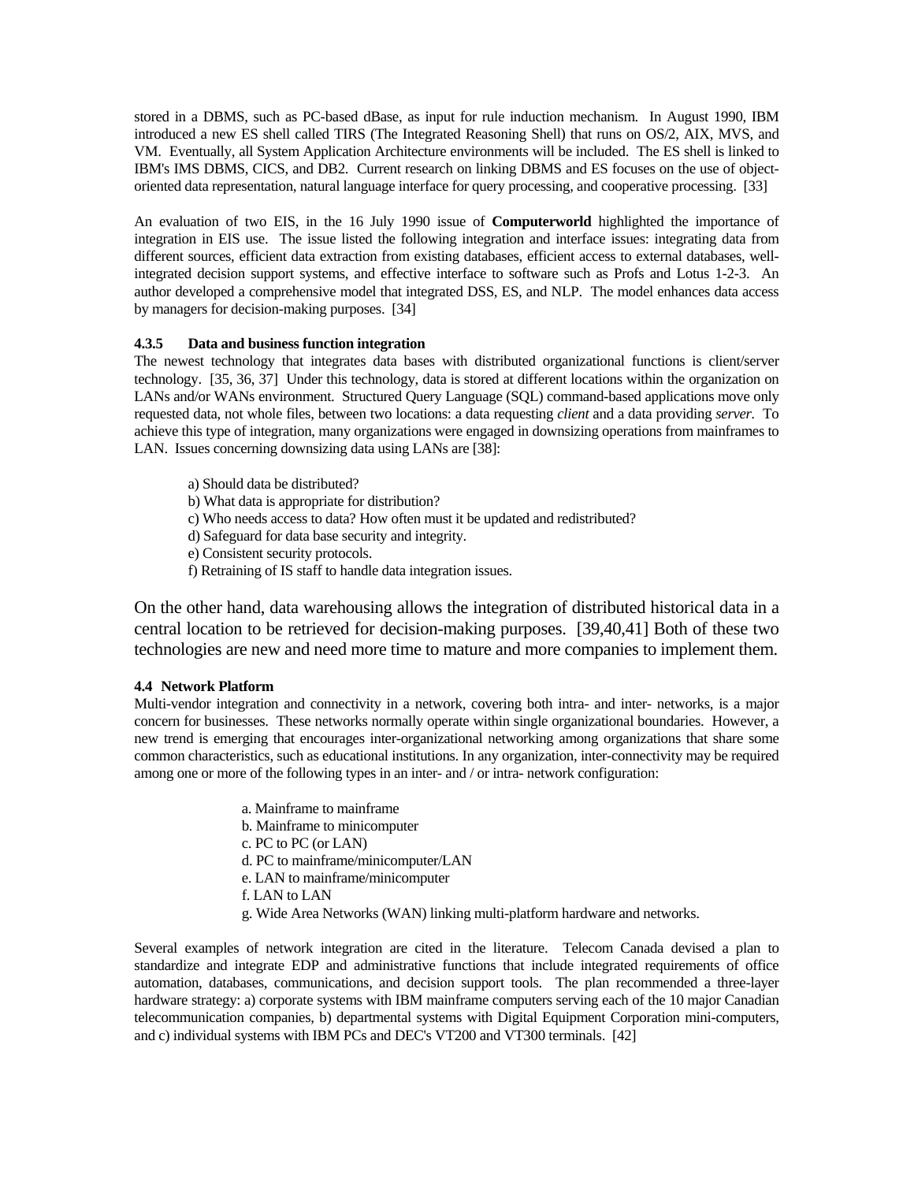stored in a DBMS, such as PC-based dBase, as input for rule induction mechanism. In August 1990, IBM introduced a new ES shell called TIRS (The Integrated Reasoning Shell) that runs on OS/2, AIX, MVS, and VM. Eventually, all System Application Architecture environments will be included. The ES shell is linked to IBM's IMS DBMS, CICS, and DB2. Current research on linking DBMS and ES focuses on the use of object-oriented data representation, natural language interface for query processing, and cooperative processing. [33]

An evaluation of two EIS, in the 16 July 1990 issue of **Computerworld** highlighted the importance of integration in EIS use. The issue listed the following integration and interface issues: integrating data from different sources, efficient data extraction from existing databases, efficient access to external databases, well-integrated decision support systems, and effective interface to software such as Profs and Lotus 1-2-3. An author developed a comprehensive model that integrated DSS, ES, and NLP. The model enhances data access by managers for decision-making purposes. [34]

#### 4.3.5 Data and business function integration

The newest technology that integrates data bases with distributed organizational functions is client/server technology. [35, 36, 37] Under this technology, data is stored at different locations within the organization on LANs and/or WANs environment. Structured Query Language (SQL) command-based applications move only requested data, not whole files, between two locations: a data requesting *client* and a data providing *server*. To achieve this type of integration, many organizations were engaged in downsizing operations from mainframes to LAN. Issues concerning downsizing data using LANs are [38]:

a) Should data be distributed?
b) What data is appropriate for distribution?
c) Who needs access to data? How often must it be updated and redistributed?
d) Safeguard for data base security and integrity.
e) Consistent security protocols.
f) Retraining of IS staff to handle data integration issues.

On the other hand, data warehousing allows the integration of distributed historical data in a central location to be retrieved for decision-making purposes. [39,40,41] Both of these two technologies are new and need more time to mature and more companies to implement them.

### 4.4 Network Platform

Multi-vendor integration and connectivity in a network, covering both intra- and inter- networks, is a major concern for businesses. These networks normally operate within single organizational boundaries. However, a new trend is emerging that encourages inter-organizational networking among organizations that share some common characteristics, such as educational institutions. In any organization, inter-connectivity may be required among one or more of the following types in an inter- and / or intra- network configuration:

a. Mainframe to mainframe
b. Mainframe to minicomputer
c. PC to PC (or LAN)
d. PC to mainframe/minicomputer/LAN
e. LAN to mainframe/minicomputer
f. LAN to LAN
g. Wide Area Networks (WAN) linking multi-platform hardware and networks.

Several examples of network integration are cited in the literature. Telecom Canada devised a plan to standardize and integrate EDP and administrative functions that include integrated requirements of office automation, databases, communications, and decision support tools. The plan recommended a three-layer hardware strategy: a) corporate systems with IBM mainframe computers serving each of the 10 major Canadian telecommunication companies, b) departmental systems with Digital Equipment Corporation mini-computers, and c) individual systems with IBM PCs and DEC's VT200 and VT300 terminals. [42]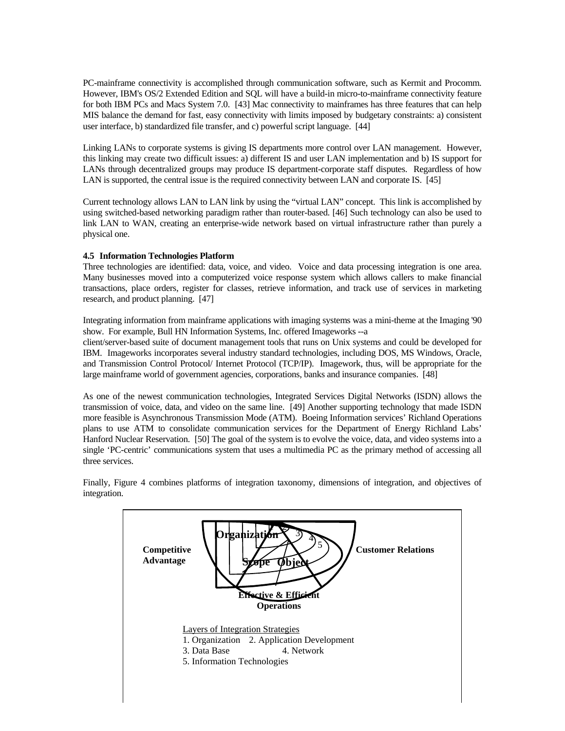PC-mainframe connectivity is accomplished through communication software, such as Kermit and Procomm. However, IBM's OS/2 Extended Edition and SQL will have a build-in micro-to-mainframe connectivity feature for both IBM PCs and Macs System 7.0. [43] Mac connectivity to mainframes has three features that can help MIS balance the demand for fast, easy connectivity with limits imposed by budgetary constraints: a) consistent user interface, b) standardized file transfer, and c) powerful script language. [44]

Linking LANs to corporate systems is giving IS departments more control over LAN management. However, this linking may create two difficult issues: a) different IS and user LAN implementation and b) IS support for LANs through decentralized groups may produce IS department-corporate staff disputes. Regardless of how LAN is supported, the central issue is the required connectivity between LAN and corporate IS. [45]

Current technology allows LAN to LAN link by using the "virtual LAN" concept. This link is accomplished by using switched-based networking paradigm rather than router-based. [46] Such technology can also be used to link LAN to WAN, creating an enterprise-wide network based on virtual infrastructure rather than purely a physical one.

**4.5 Information Technologies Platform**

Three technologies are identified: data, voice, and video. Voice and data processing integration is one area. Many businesses moved into a computerized voice response system which allows callers to make financial transactions, place orders, register for classes, retrieve information, and track use of services in marketing research, and product planning. [47]

Integrating information from mainframe applications with imaging systems was a mini-theme at the Imaging '90 show. For example, Bull HN Information Systems, Inc. offered Imageworks --a client/server-based suite of document management tools that runs on Unix systems and could be developed for IBM. Imageworks incorporates several industry standard technologies, including DOS, MS Windows, Oracle, and Transmission Control Protocol/ Internet Protocol (TCP/IP). Imagework, thus, will be appropriate for the large mainframe world of government agencies, corporations, banks and insurance companies. [48]

As one of the newest communication technologies, Integrated Services Digital Networks (ISDN) allows the transmission of voice, data, and video on the same line. [49] Another supporting technology that made ISDN more feasible is Asynchronous Transmission Mode (ATM). Boeing Information services' Richland Operations plans to use ATM to consolidate communication services for the Department of Energy Richland Labs' Hanford Nuclear Reservation. [50] The goal of the system is to evolve the voice, data, and video systems into a single 'PC-centric' communications system that uses a multimedia PC as the primary method of accessing all three services.

Finally, Figure 4 combines platforms of integration taxonomy, dimensions of integration, and objectives of integration.

**Organization** 1 2 3 4 5

**Competitive Advantage** | **Scope** | **Object** | **Customer Relations**

**Effective & Efficient Operations**

Layers of Integration Strategies
1. Organization 2. Application Development
3. Data Base 4. Network
5. Information Technologies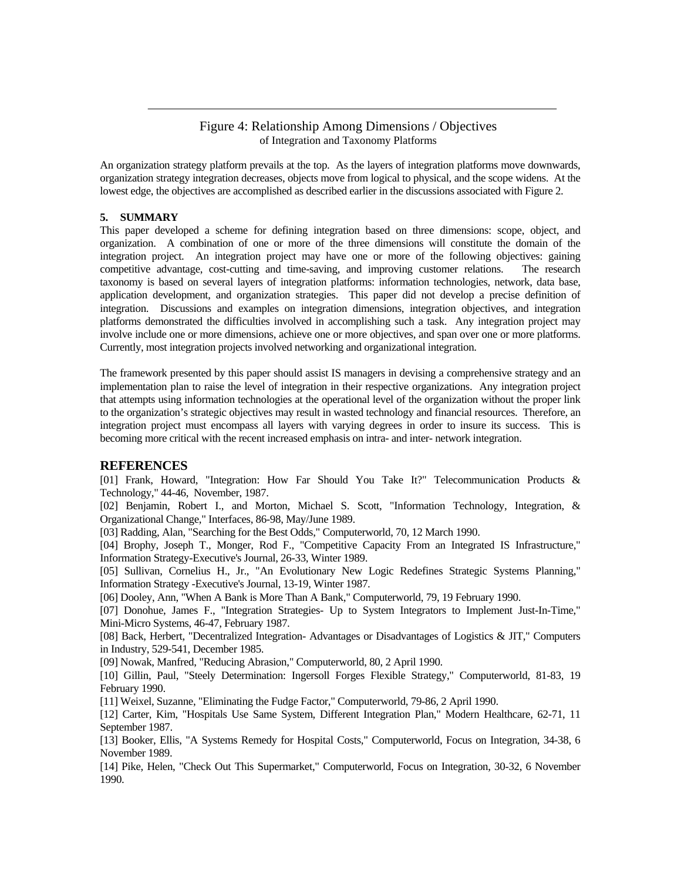Figure 4: Relationship Among Dimensions / Objectives
of Integration and Taxonomy Platforms

An organization strategy platform prevails at the top. As the layers of integration platforms move downwards, organization strategy integration decreases, objects move from logical to physical, and the scope widens. At the lowest edge, the objectives are accomplished as described earlier in the discussions associated with Figure 2.

### 5. SUMMARY

This paper developed a scheme for defining integration based on three dimensions: scope, object, and organization. A combination of one or more of the three dimensions will constitute the domain of the integration project. An integration project may have one or more of the following objectives: gaining competitive advantage, cost-cutting and time-saving, and improving customer relations. The research taxonomy is based on several layers of integration platforms: information technologies, network, data base, application development, and organization strategies. This paper did not develop a precise definition of integration. Discussions and examples on integration dimensions, integration objectives, and integration platforms demonstrated the difficulties involved in accomplishing such a task. Any integration project may involve include one or more dimensions, achieve one or more objectives, and span over one or more platforms. Currently, most integration projects involved networking and organizational integration.

The framework presented by this paper should assist IS managers in devising a comprehensive strategy and an implementation plan to raise the level of integration in their respective organizations. Any integration project that attempts using information technologies at the operational level of the organization without the proper link to the organization's strategic objectives may result in wasted technology and financial resources. Therefore, an integration project must encompass all layers with varying degrees in order to insure its success. This is becoming more critical with the recent increased emphasis on intra- and inter- network integration.

## REFERENCES

[01] Frank, Howard, "Integration: How Far Should You Take It?" Telecommunication Products & Technology," 44-46, November, 1987.

[02] Benjamin, Robert I., and Morton, Michael S. Scott, "Information Technology, Integration, & Organizational Change," Interfaces, 86-98, May/June 1989.

[03] Radding, Alan, "Searching for the Best Odds," Computerworld, 70, 12 March 1990.

[04] Brophy, Joseph T., Monger, Rod F., "Competitive Capacity From an Integrated IS Infrastructure," Information Strategy-Executive's Journal, 26-33, Winter 1989.

[05] Sullivan, Cornelius H., Jr., "An Evolutionary New Logic Redefines Strategic Systems Planning," Information Strategy -Executive's Journal, 13-19, Winter 1987.

[06] Dooley, Ann, "When A Bank is More Than A Bank," Computerworld, 79, 19 February 1990.

[07] Donohue, James F., "Integration Strategies- Up to System Integrators to Implement Just-In-Time," Mini-Micro Systems, 46-47, February 1987.

[08] Back, Herbert, "Decentralized Integration- Advantages or Disadvantages of Logistics & JIT," Computers in Industry, 529-541, December 1985.

[09] Nowak, Manfred, "Reducing Abrasion," Computerworld, 80, 2 April 1990.

[10] Gillin, Paul, "Steely Determination: Ingersoll Forges Flexible Strategy," Computerworld, 81-83, 19 February 1990.

[11] Weixel, Suzanne, "Eliminating the Fudge Factor," Computerworld, 79-86, 2 April 1990.

[12] Carter, Kim, "Hospitals Use Same System, Different Integration Plan," Modern Healthcare, 62-71, 11 September 1987.

[13] Booker, Ellis, "A Systems Remedy for Hospital Costs," Computerworld, Focus on Integration, 34-38, 6 November 1989.

[14] Pike, Helen, "Check Out This Supermarket," Computerworld, Focus on Integration, 30-32, 6 November 1990.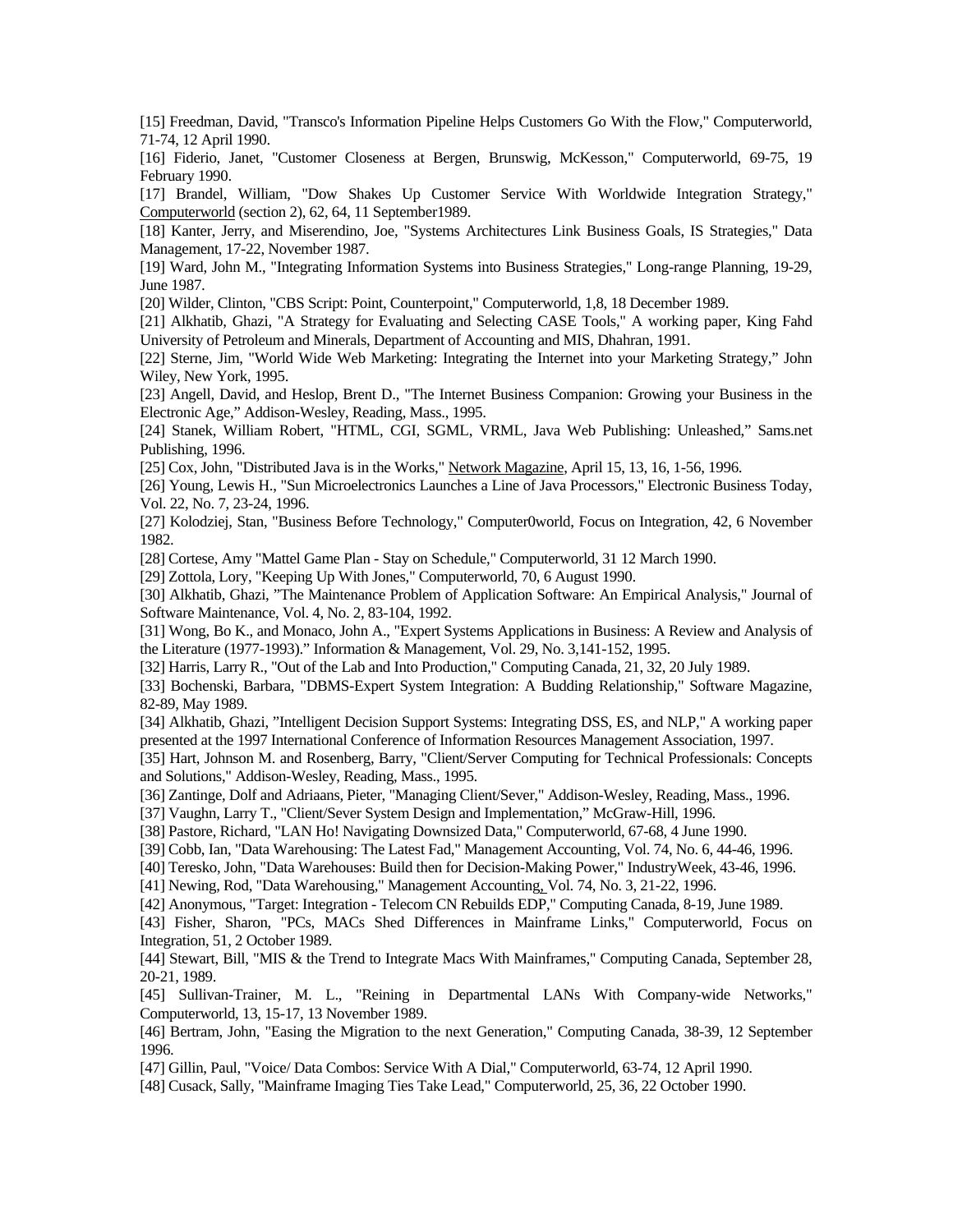[15] Freedman, David, "Transco's Information Pipeline Helps Customers Go With the Flow," Computerworld, 71-74, 12 April 1990.

[16] Fiderio, Janet, "Customer Closeness at Bergen, Brunswig, McKesson," Computerworld, 69-75, 19 February 1990.

[17] Brandel, William, "Dow Shakes Up Customer Service With Worldwide Integration Strategy," Computerworld (section 2), 62, 64, 11 September1989.

[18] Kanter, Jerry, and Miserendino, Joe, "Systems Architectures Link Business Goals, IS Strategies," Data Management, 17-22, November 1987.

[19] Ward, John M., "Integrating Information Systems into Business Strategies," Long-range Planning, 19-29, June 1987.

[20] Wilder, Clinton, "CBS Script: Point, Counterpoint," Computerworld, 1,8, 18 December 1989.

[21] Alkhatib, Ghazi, "A Strategy for Evaluating and Selecting CASE Tools," A working paper, King Fahd University of Petroleum and Minerals, Department of Accounting and MIS, Dhahran, 1991.

[22] Sterne, Jim, "World Wide Web Marketing: Integrating the Internet into your Marketing Strategy," John Wiley, New York, 1995.

[23] Angell, David, and Heslop, Brent D., "The Internet Business Companion: Growing your Business in the Electronic Age," Addison-Wesley, Reading, Mass., 1995.

[24] Stanek, William Robert, "HTML, CGI, SGML, VRML, Java Web Publishing: Unleashed," Sams.net Publishing, 1996.

[25] Cox, John, "Distributed Java is in the Works," Network Magazine, April 15, 13, 16, 1-56, 1996.

[26] Young, Lewis H., "Sun Microelectronics Launches a Line of Java Processors," Electronic Business Today, Vol. 22, No. 7, 23-24, 1996.

[27] Kolodziej, Stan, "Business Before Technology," Computer0world, Focus on Integration, 42, 6 November 1982.

[28] Cortese, Amy "Mattel Game Plan - Stay on Schedule," Computerworld, 31 12 March 1990.

[29] Zottola, Lory, "Keeping Up With Jones," Computerworld, 70, 6 August 1990.

[30] Alkhatib, Ghazi, "The Maintenance Problem of Application Software: An Empirical Analysis," Journal of Software Maintenance, Vol. 4, No. 2, 83-104, 1992.

[31] Wong, Bo K., and Monaco, John A., "Expert Systems Applications in Business: A Review and Analysis of the Literature (1977-1993)." Information & Management, Vol. 29, No. 3,141-152, 1995.

[32] Harris, Larry R., "Out of the Lab and Into Production," Computing Canada, 21, 32, 20 July 1989.

[33] Bochenski, Barbara, "DBMS-Expert System Integration: A Budding Relationship," Software Magazine, 82-89, May 1989.

[34] Alkhatib, Ghazi, "Intelligent Decision Support Systems: Integrating DSS, ES, and NLP," A working paper presented at the 1997 International Conference of Information Resources Management Association, 1997.

[35] Hart, Johnson M. and Rosenberg, Barry, "Client/Server Computing for Technical Professionals: Concepts and Solutions," Addison-Wesley, Reading, Mass., 1995.

[36] Zantinge, Dolf and Adriaans, Pieter, "Managing Client/Sever," Addison-Wesley, Reading, Mass., 1996.

[37] Vaughn, Larry T., "Client/Sever System Design and Implementation," McGraw-Hill, 1996.

[38] Pastore, Richard, "LAN Ho! Navigating Downsized Data," Computerworld, 67-68, 4 June 1990.

[39] Cobb, Ian, "Data Warehousing: The Latest Fad," Management Accounting, Vol. 74, No. 6, 44-46, 1996.

[40] Teresko, John, "Data Warehouses: Build then for Decision-Making Power," IndustryWeek, 43-46, 1996.

[41] Newing, Rod, "Data Warehousing," Management Accounting, Vol. 74, No. 3, 21-22, 1996.

[42] Anonymous, "Target: Integration - Telecom CN Rebuilds EDP," Computing Canada, 8-19, June 1989.

[43] Fisher, Sharon, "PCs, MACs Shed Differences in Mainframe Links," Computerworld, Focus on Integration, 51, 2 October 1989.

[44] Stewart, Bill, "MIS & the Trend to Integrate Macs With Mainframes," Computing Canada, September 28, 20-21, 1989.

[45] Sullivan-Trainer, M. L., "Reining in Departmental LANs With Company-wide Networks," Computerworld, 13, 15-17, 13 November 1989.

[46] Bertram, John, "Easing the Migration to the next Generation," Computing Canada, 38-39, 12 September 1996.

[47] Gillin, Paul, "Voice/ Data Combos: Service With A Dial," Computerworld, 63-74, 12 April 1990.

[48] Cusack, Sally, "Mainframe Imaging Ties Take Lead," Computerworld, 25, 36, 22 October 1990.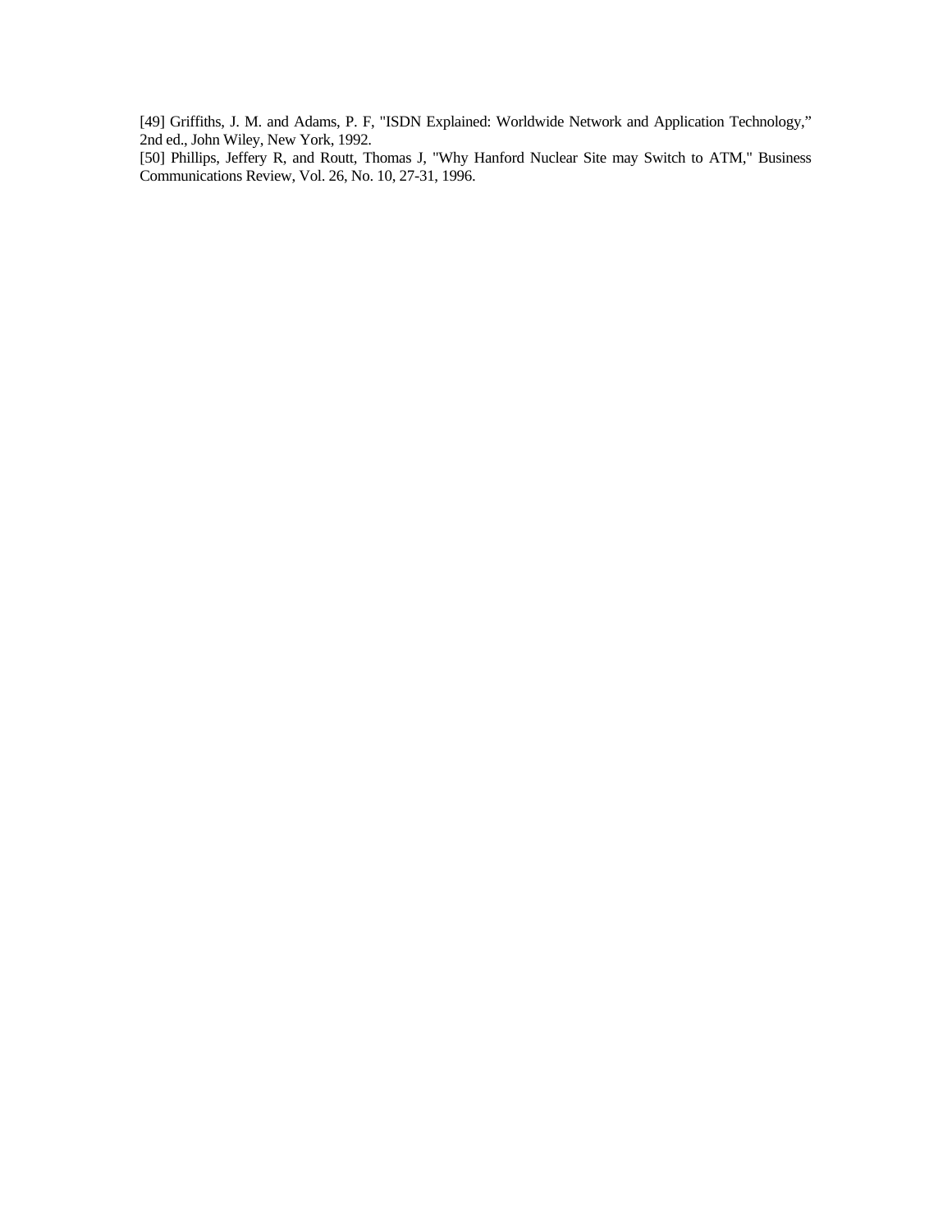[49] Griffiths, J. M. and Adams, P. F, "ISDN Explained: Worldwide Network and Application Technology," 2nd ed., John Wiley, New York, 1992.

[50] Phillips, Jeffery R, and Routt, Thomas J, "Why Hanford Nuclear Site may Switch to ATM," Business Communications Review, Vol. 26, No. 10, 27-31, 1996.